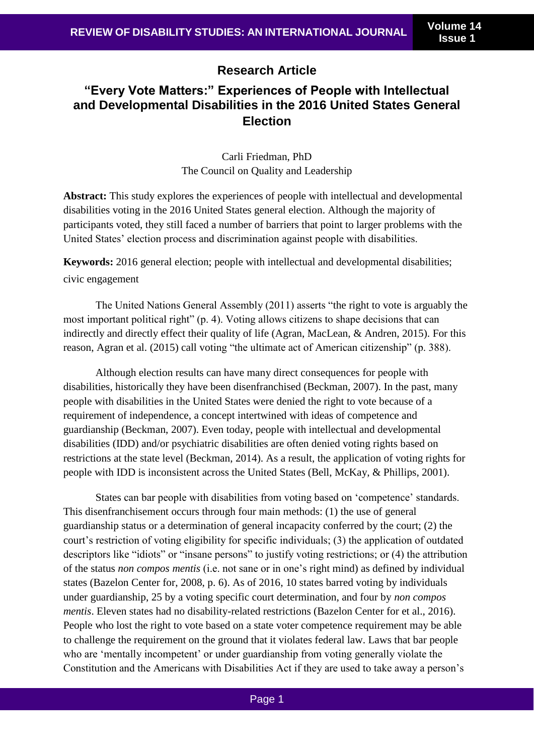## Research Article

# "Every Vote Matters:" Experiences of People with Intellectual and Developmental Disabilities in the 2016 United States General Election

Carli Friedman, PhD
The Council on Quality and Leadership

**Abstract:** This study explores the experiences of people with intellectual and developmental disabilities voting in the 2016 United States general election. Although the majority of participants voted, they still faced a number of barriers that point to larger problems with the United States' election process and discrimination against people with disabilities.

**Keywords:** 2016 general election; people with intellectual and developmental disabilities; civic engagement

The United Nations General Assembly (2011) asserts "the right to vote is arguably the most important political right" (p. 4). Voting allows citizens to shape decisions that can indirectly and directly effect their quality of life (Agran, MacLean, & Andren, 2015). For this reason, Agran et al. (2015) call voting "the ultimate act of American citizenship" (p. 388).

Although election results can have many direct consequences for people with disabilities, historically they have been disenfranchised (Beckman, 2007). In the past, many people with disabilities in the United States were denied the right to vote because of a requirement of independence, a concept intertwined with ideas of competence and guardianship (Beckman, 2007). Even today, people with intellectual and developmental disabilities (IDD) and/or psychiatric disabilities are often denied voting rights based on restrictions at the state level (Beckman, 2014). As a result, the application of voting rights for people with IDD is inconsistent across the United States (Bell, McKay, & Phillips, 2001).

States can bar people with disabilities from voting based on 'competence' standards. This disenfranchisement occurs through four main methods: (1) the use of general guardianship status or a determination of general incapacity conferred by the court; (2) the court's restriction of voting eligibility for specific individuals; (3) the application of outdated descriptors like "idiots" or "insane persons" to justify voting restrictions; or (4) the attribution of the status *non compos mentis* (i.e. not sane or in one's right mind) as defined by individual states (Bazelon Center for, 2008, p. 6). As of 2016, 10 states barred voting by individuals under guardianship, 25 by a voting specific court determination, and four by *non compos mentis*. Eleven states had no disability-related restrictions (Bazelon Center for et al., 2016). People who lost the right to vote based on a state voter competence requirement may be able to challenge the requirement on the ground that it violates federal law. Laws that bar people who are 'mentally incompetent' or under guardianship from voting generally violate the Constitution and the Americans with Disabilities Act if they are used to take away a person's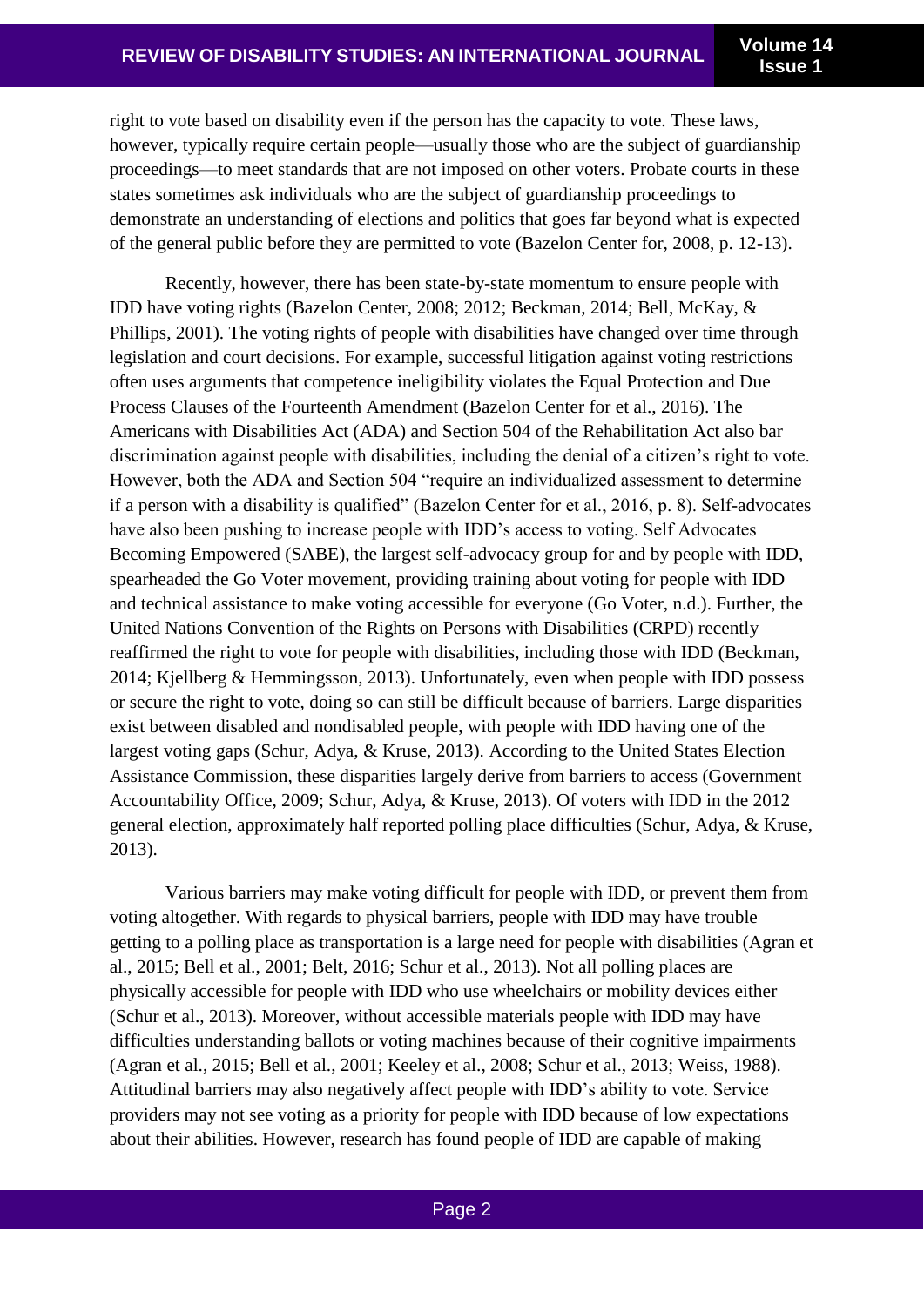right to vote based on disability even if the person has the capacity to vote. These laws, however, typically require certain people—usually those who are the subject of guardianship proceedings—to meet standards that are not imposed on other voters. Probate courts in these states sometimes ask individuals who are the subject of guardianship proceedings to demonstrate an understanding of elections and politics that goes far beyond what is expected of the general public before they are permitted to vote (Bazelon Center for, 2008, p. 12-13).

Recently, however, there has been state-by-state momentum to ensure people with IDD have voting rights (Bazelon Center, 2008; 2012; Beckman, 2014; Bell, McKay, & Phillips, 2001). The voting rights of people with disabilities have changed over time through legislation and court decisions. For example, successful litigation against voting restrictions often uses arguments that competence ineligibility violates the Equal Protection and Due Process Clauses of the Fourteenth Amendment (Bazelon Center for et al., 2016). The Americans with Disabilities Act (ADA) and Section 504 of the Rehabilitation Act also bar discrimination against people with disabilities, including the denial of a citizen's right to vote. However, both the ADA and Section 504 "require an individualized assessment to determine if a person with a disability is qualified" (Bazelon Center for et al., 2016, p. 8). Self-advocates have also been pushing to increase people with IDD's access to voting. Self Advocates Becoming Empowered (SABE), the largest self-advocacy group for and by people with IDD, spearheaded the Go Voter movement, providing training about voting for people with IDD and technical assistance to make voting accessible for everyone (Go Voter, n.d.). Further, the United Nations Convention of the Rights on Persons with Disabilities (CRPD) recently reaffirmed the right to vote for people with disabilities, including those with IDD (Beckman, 2014; Kjellberg & Hemmingsson, 2013). Unfortunately, even when people with IDD possess or secure the right to vote, doing so can still be difficult because of barriers. Large disparities exist between disabled and nondisabled people, with people with IDD having one of the largest voting gaps (Schur, Adya, & Kruse, 2013). According to the United States Election Assistance Commission, these disparities largely derive from barriers to access (Government Accountability Office, 2009; Schur, Adya, & Kruse, 2013). Of voters with IDD in the 2012 general election, approximately half reported polling place difficulties (Schur, Adya, & Kruse, 2013).

Various barriers may make voting difficult for people with IDD, or prevent them from voting altogether. With regards to physical barriers, people with IDD may have trouble getting to a polling place as transportation is a large need for people with disabilities (Agran et al., 2015; Bell et al., 2001; Belt, 2016; Schur et al., 2013). Not all polling places are physically accessible for people with IDD who use wheelchairs or mobility devices either (Schur et al., 2013). Moreover, without accessible materials people with IDD may have difficulties understanding ballots or voting machines because of their cognitive impairments (Agran et al., 2015; Bell et al., 2001; Keeley et al., 2008; Schur et al., 2013; Weiss, 1988). Attitudinal barriers may also negatively affect people with IDD's ability to vote. Service providers may not see voting as a priority for people with IDD because of low expectations about their abilities. However, research has found people of IDD are capable of making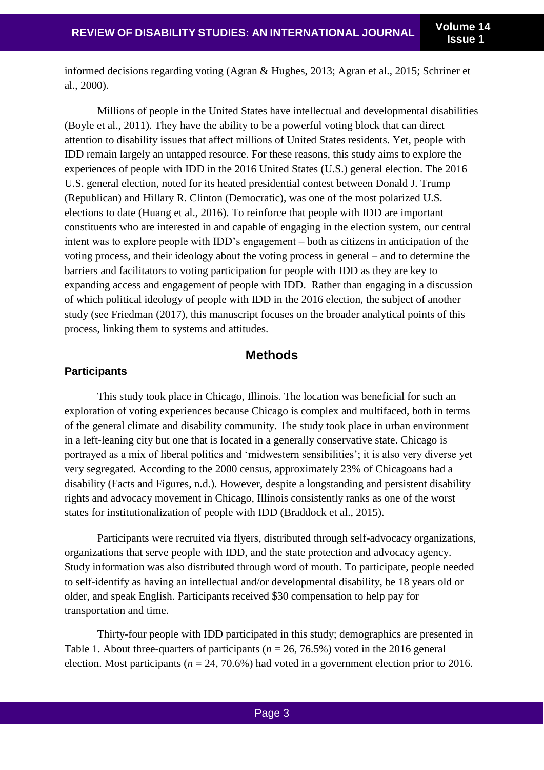informed decisions regarding voting (Agran & Hughes, 2013; Agran et al., 2015; Schriner et al., 2000).

Millions of people in the United States have intellectual and developmental disabilities (Boyle et al., 2011). They have the ability to be a powerful voting block that can direct attention to disability issues that affect millions of United States residents. Yet, people with IDD remain largely an untapped resource. For these reasons, this study aims to explore the experiences of people with IDD in the 2016 United States (U.S.) general election. The 2016 U.S. general election, noted for its heated presidential contest between Donald J. Trump (Republican) and Hillary R. Clinton (Democratic), was one of the most polarized U.S. elections to date (Huang et al., 2016). To reinforce that people with IDD are important constituents who are interested in and capable of engaging in the election system, our central intent was to explore people with IDD's engagement – both as citizens in anticipation of the voting process, and their ideology about the voting process in general – and to determine the barriers and facilitators to voting participation for people with IDD as they are key to expanding access and engagement of people with IDD. Rather than engaging in a discussion of which political ideology of people with IDD in the 2016 election, the subject of another study (see Friedman (2017), this manuscript focuses on the broader analytical points of this process, linking them to systems and attitudes.

## Methods

### Participants

This study took place in Chicago, Illinois. The location was beneficial for such an exploration of voting experiences because Chicago is complex and multifaced, both in terms of the general climate and disability community. The study took place in urban environment in a left-leaning city but one that is located in a generally conservative state. Chicago is portrayed as a mix of liberal politics and 'midwestern sensibilities'; it is also very diverse yet very segregated. According to the 2000 census, approximately 23% of Chicagoans had a disability (Facts and Figures, n.d.). However, despite a longstanding and persistent disability rights and advocacy movement in Chicago, Illinois consistently ranks as one of the worst states for institutionalization of people with IDD (Braddock et al., 2015).

Participants were recruited via flyers, distributed through self-advocacy organizations, organizations that serve people with IDD, and the state protection and advocacy agency. Study information was also distributed through word of mouth. To participate, people needed to self-identify as having an intellectual and/or developmental disability, be 18 years old or older, and speak English. Participants received $30 compensation to help pay for transportation and time.

Thirty-four people with IDD participated in this study; demographics are presented in Table 1. About three-quarters of participants ($n$ = 26, 76.5%) voted in the 2016 general election. Most participants ($n$ = 24, 70.6%) had voted in a government election prior to 2016.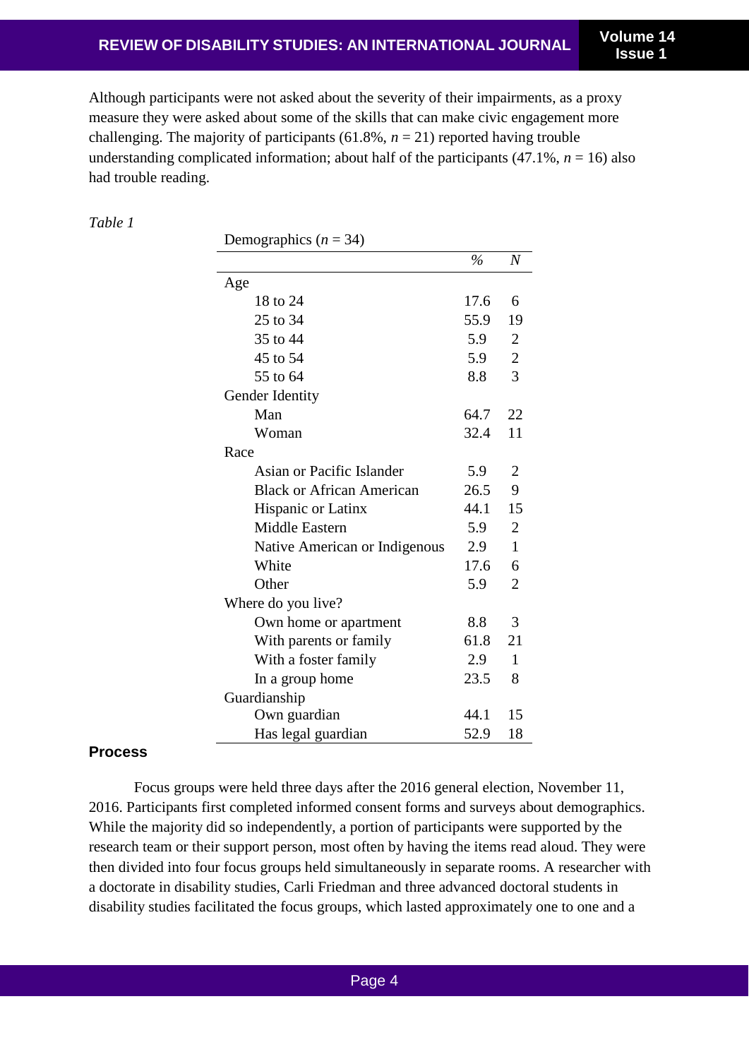Although participants were not asked about the severity of their impairments, as a proxy measure they were asked about some of the skills that can make civic engagement more challenging. The majority of participants (61.8%, $n = 21$) reported having trouble understanding complicated information; about half of the participants (47.1%, $n = 16$) also had trouble reading.

*Table 1*

Demographics ($n = 34$)

| | % | *N* |
|---|---|---|
| Age | | |
| 18 to 24 | 17.6 | 6 |
| 25 to 34 | 55.9 | 19 |
| 35 to 44 | 5.9 | 2 |
| 45 to 54 | 5.9 | 2 |
| 55 to 64 | 8.8 | 3 |
| Gender Identity | | |
| Man | 64.7 | 22 |
| Woman | 32.4 | 11 |
| Race | | |
| Asian or Pacific Islander | 5.9 | 2 |
| Black or African American | 26.5 | 9 |
| Hispanic or Latinx | 44.1 | 15 |
| Middle Eastern | 5.9 | 2 |
| Native American or Indigenous | 2.9 | 1 |
| White | 17.6 | 6 |
| Other | 5.9 | 2 |
| Where do you live? | | |
| Own home or apartment | 8.8 | 3 |
| With parents or family | 61.8 | 21 |
| With a foster family | 2.9 | 1 |
| In a group home | 23.5 | 8 |
| Guardianship | | |
| Own guardian | 44.1 | 15 |
| Has legal guardian | 52.9 | 18 |

### Process

Focus groups were held three days after the 2016 general election, November 11, 2016. Participants first completed informed consent forms and surveys about demographics. While the majority did so independently, a portion of participants were supported by the research team or their support person, most often by having the items read aloud. They were then divided into four focus groups held simultaneously in separate rooms. A researcher with a doctorate in disability studies, Carli Friedman and three advanced doctoral students in disability studies facilitated the focus groups, which lasted approximately one to one and a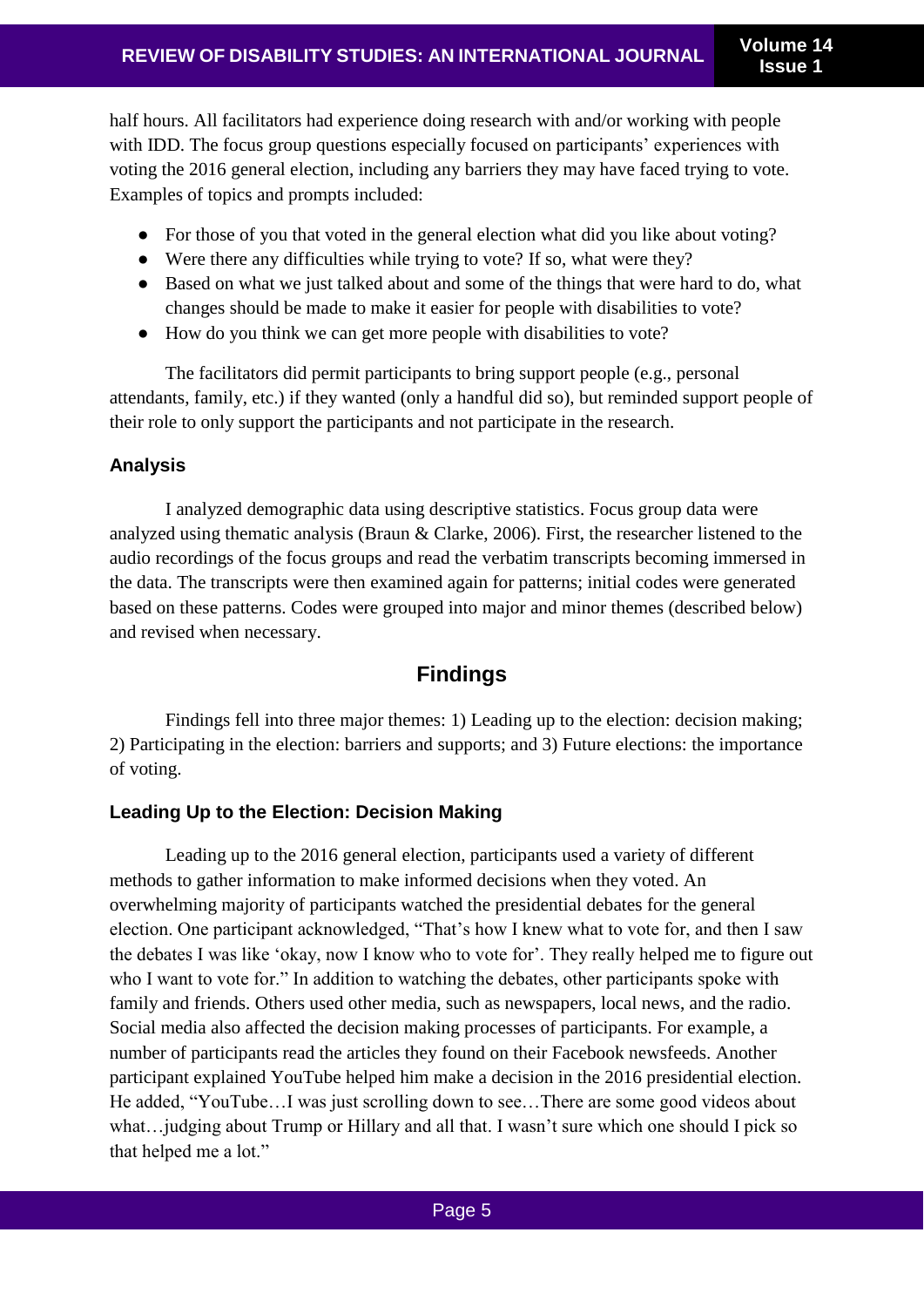half hours. All facilitators had experience doing research with and/or working with people with IDD. The focus group questions especially focused on participants' experiences with voting the 2016 general election, including any barriers they may have faced trying to vote. Examples of topics and prompts included:

- For those of you that voted in the general election what did you like about voting?
- Were there any difficulties while trying to vote? If so, what were they?
- Based on what we just talked about and some of the things that were hard to do, what changes should be made to make it easier for people with disabilities to vote?
- How do you think we can get more people with disabilities to vote?

The facilitators did permit participants to bring support people (e.g., personal attendants, family, etc.) if they wanted (only a handful did so), but reminded support people of their role to only support the participants and not participate in the research.

### Analysis

I analyzed demographic data using descriptive statistics. Focus group data were analyzed using thematic analysis (Braun & Clarke, 2006). First, the researcher listened to the audio recordings of the focus groups and read the verbatim transcripts becoming immersed in the data. The transcripts were then examined again for patterns; initial codes were generated based on these patterns. Codes were grouped into major and minor themes (described below) and revised when necessary.

## Findings

Findings fell into three major themes: 1) Leading up to the election: decision making; 2) Participating in the election: barriers and supports; and 3) Future elections: the importance of voting.

### Leading Up to the Election: Decision Making

Leading up to the 2016 general election, participants used a variety of different methods to gather information to make informed decisions when they voted. An overwhelming majority of participants watched the presidential debates for the general election. One participant acknowledged, "That's how I knew what to vote for, and then I saw the debates I was like 'okay, now I know who to vote for'. They really helped me to figure out who I want to vote for." In addition to watching the debates, other participants spoke with family and friends. Others used other media, such as newspapers, local news, and the radio. Social media also affected the decision making processes of participants. For example, a number of participants read the articles they found on their Facebook newsfeeds. Another participant explained YouTube helped him make a decision in the 2016 presidential election. He added, "YouTube…I was just scrolling down to see…There are some good videos about what…judging about Trump or Hillary and all that. I wasn't sure which one should I pick so that helped me a lot."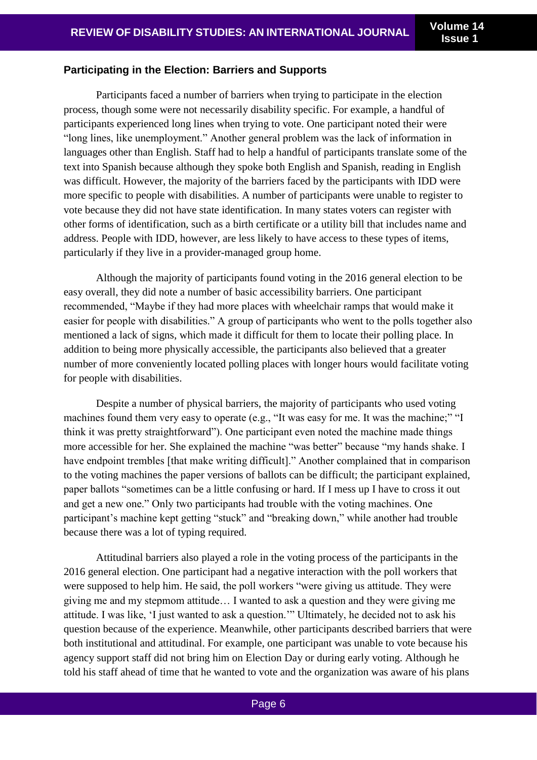### Participating in the Election: Barriers and Supports

Participants faced a number of barriers when trying to participate in the election process, though some were not necessarily disability specific. For example, a handful of participants experienced long lines when trying to vote. One participant noted their were "long lines, like unemployment." Another general problem was the lack of information in languages other than English. Staff had to help a handful of participants translate some of the text into Spanish because although they spoke both English and Spanish, reading in English was difficult. However, the majority of the barriers faced by the participants with IDD were more specific to people with disabilities. A number of participants were unable to register to vote because they did not have state identification. In many states voters can register with other forms of identification, such as a birth certificate or a utility bill that includes name and address. People with IDD, however, are less likely to have access to these types of items, particularly if they live in a provider-managed group home.

Although the majority of participants found voting in the 2016 general election to be easy overall, they did note a number of basic accessibility barriers. One participant recommended, "Maybe if they had more places with wheelchair ramps that would make it easier for people with disabilities." A group of participants who went to the polls together also mentioned a lack of signs, which made it difficult for them to locate their polling place. In addition to being more physically accessible, the participants also believed that a greater number of more conveniently located polling places with longer hours would facilitate voting for people with disabilities.

Despite a number of physical barriers, the majority of participants who used voting machines found them very easy to operate (e.g., "It was easy for me. It was the machine;" "I think it was pretty straightforward"). One participant even noted the machine made things more accessible for her. She explained the machine "was better" because "my hands shake. I have endpoint trembles [that make writing difficult]." Another complained that in comparison to the voting machines the paper versions of ballots can be difficult; the participant explained, paper ballots "sometimes can be a little confusing or hard. If I mess up I have to cross it out and get a new one." Only two participants had trouble with the voting machines. One participant's machine kept getting "stuck" and "breaking down," while another had trouble because there was a lot of typing required.

Attitudinal barriers also played a role in the voting process of the participants in the 2016 general election. One participant had a negative interaction with the poll workers that were supposed to help him. He said, the poll workers "were giving us attitude. They were giving me and my stepmom attitude… I wanted to ask a question and they were giving me attitude. I was like, 'I just wanted to ask a question.'" Ultimately, he decided not to ask his question because of the experience. Meanwhile, other participants described barriers that were both institutional and attitudinal. For example, one participant was unable to vote because his agency support staff did not bring him on Election Day or during early voting. Although he told his staff ahead of time that he wanted to vote and the organization was aware of his plans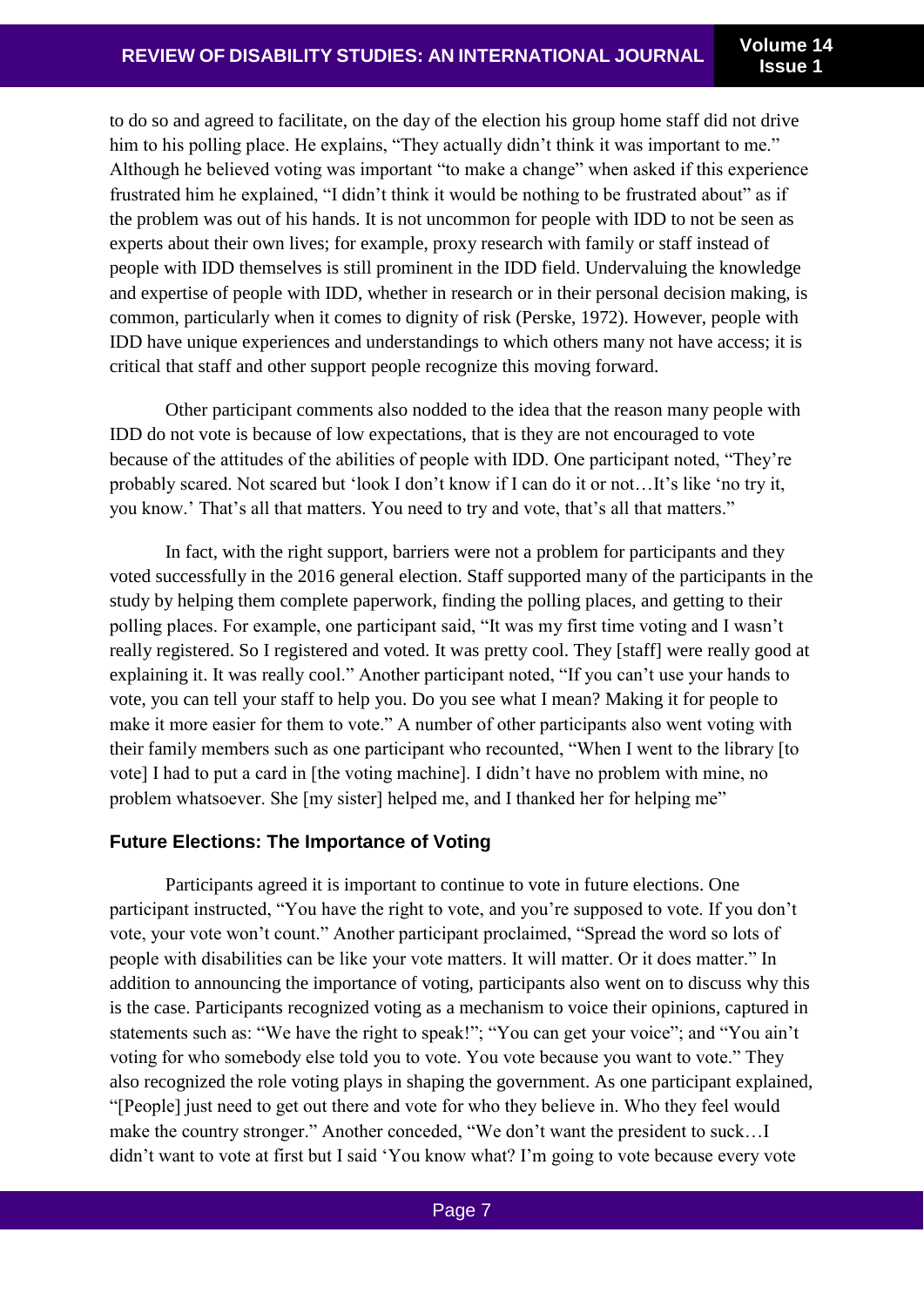to do so and agreed to facilitate, on the day of the election his group home staff did not drive him to his polling place. He explains, "They actually didn't think it was important to me." Although he believed voting was important "to make a change" when asked if this experience frustrated him he explained, "I didn't think it would be nothing to be frustrated about" as if the problem was out of his hands. It is not uncommon for people with IDD to not be seen as experts about their own lives; for example, proxy research with family or staff instead of people with IDD themselves is still prominent in the IDD field. Undervaluing the knowledge and expertise of people with IDD, whether in research or in their personal decision making, is common, particularly when it comes to dignity of risk (Perske, 1972). However, people with IDD have unique experiences and understandings to which others many not have access; it is critical that staff and other support people recognize this moving forward.

Other participant comments also nodded to the idea that the reason many people with IDD do not vote is because of low expectations, that is they are not encouraged to vote because of the attitudes of the abilities of people with IDD. One participant noted, "They're probably scared. Not scared but 'look I don't know if I can do it or not…It's like 'no try it, you know.' That's all that matters. You need to try and vote, that's all that matters."

In fact, with the right support, barriers were not a problem for participants and they voted successfully in the 2016 general election. Staff supported many of the participants in the study by helping them complete paperwork, finding the polling places, and getting to their polling places. For example, one participant said, "It was my first time voting and I wasn't really registered. So I registered and voted. It was pretty cool. They [staff] were really good at explaining it. It was really cool." Another participant noted, "If you can't use your hands to vote, you can tell your staff to help you. Do you see what I mean? Making it for people to make it more easier for them to vote." A number of other participants also went voting with their family members such as one participant who recounted, "When I went to the library [to vote] I had to put a card in [the voting machine]. I didn't have no problem with mine, no problem whatsoever. She [my sister] helped me, and I thanked her for helping me"

### Future Elections: The Importance of Voting

Participants agreed it is important to continue to vote in future elections. One participant instructed, "You have the right to vote, and you're supposed to vote. If you don't vote, your vote won't count." Another participant proclaimed, "Spread the word so lots of people with disabilities can be like your vote matters. It will matter. Or it does matter." In addition to announcing the importance of voting, participants also went on to discuss why this is the case. Participants recognized voting as a mechanism to voice their opinions, captured in statements such as: "We have the right to speak!"; "You can get your voice"; and "You ain't voting for who somebody else told you to vote. You vote because you want to vote." They also recognized the role voting plays in shaping the government. As one participant explained, "[People] just need to get out there and vote for who they believe in. Who they feel would make the country stronger." Another conceded, "We don't want the president to suck…I didn't want to vote at first but I said 'You know what? I'm going to vote because every vote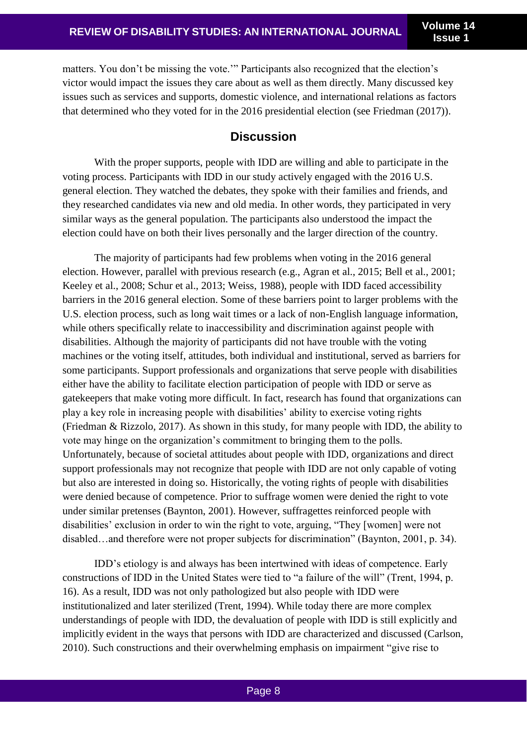matters. You don't be missing the vote.'" Participants also recognized that the election's victor would impact the issues they care about as well as them directly. Many discussed key issues such as services and supports, domestic violence, and international relations as factors that determined who they voted for in the 2016 presidential election (see Friedman (2017)).

## Discussion

With the proper supports, people with IDD are willing and able to participate in the voting process. Participants with IDD in our study actively engaged with the 2016 U.S. general election. They watched the debates, they spoke with their families and friends, and they researched candidates via new and old media. In other words, they participated in very similar ways as the general population. The participants also understood the impact the election could have on both their lives personally and the larger direction of the country.

The majority of participants had few problems when voting in the 2016 general election. However, parallel with previous research (e.g., Agran et al., 2015; Bell et al., 2001; Keeley et al., 2008; Schur et al., 2013; Weiss, 1988), people with IDD faced accessibility barriers in the 2016 general election. Some of these barriers point to larger problems with the U.S. election process, such as long wait times or a lack of non-English language information, while others specifically relate to inaccessibility and discrimination against people with disabilities. Although the majority of participants did not have trouble with the voting machines or the voting itself, attitudes, both individual and institutional, served as barriers for some participants. Support professionals and organizations that serve people with disabilities either have the ability to facilitate election participation of people with IDD or serve as gatekeepers that make voting more difficult. In fact, research has found that organizations can play a key role in increasing people with disabilities' ability to exercise voting rights (Friedman & Rizzolo, 2017). As shown in this study, for many people with IDD, the ability to vote may hinge on the organization's commitment to bringing them to the polls. Unfortunately, because of societal attitudes about people with IDD, organizations and direct support professionals may not recognize that people with IDD are not only capable of voting but also are interested in doing so. Historically, the voting rights of people with disabilities were denied because of competence. Prior to suffrage women were denied the right to vote under similar pretenses (Baynton, 2001). However, suffragettes reinforced people with disabilities' exclusion in order to win the right to vote, arguing, "They [women] were not disabled…and therefore were not proper subjects for discrimination" (Baynton, 2001, p. 34).

IDD's etiology is and always has been intertwined with ideas of competence. Early constructions of IDD in the United States were tied to "a failure of the will" (Trent, 1994, p. 16). As a result, IDD was not only pathologized but also people with IDD were institutionalized and later sterilized (Trent, 1994). While today there are more complex understandings of people with IDD, the devaluation of people with IDD is still explicitly and implicitly evident in the ways that persons with IDD are characterized and discussed (Carlson, 2010). Such constructions and their overwhelming emphasis on impairment "give rise to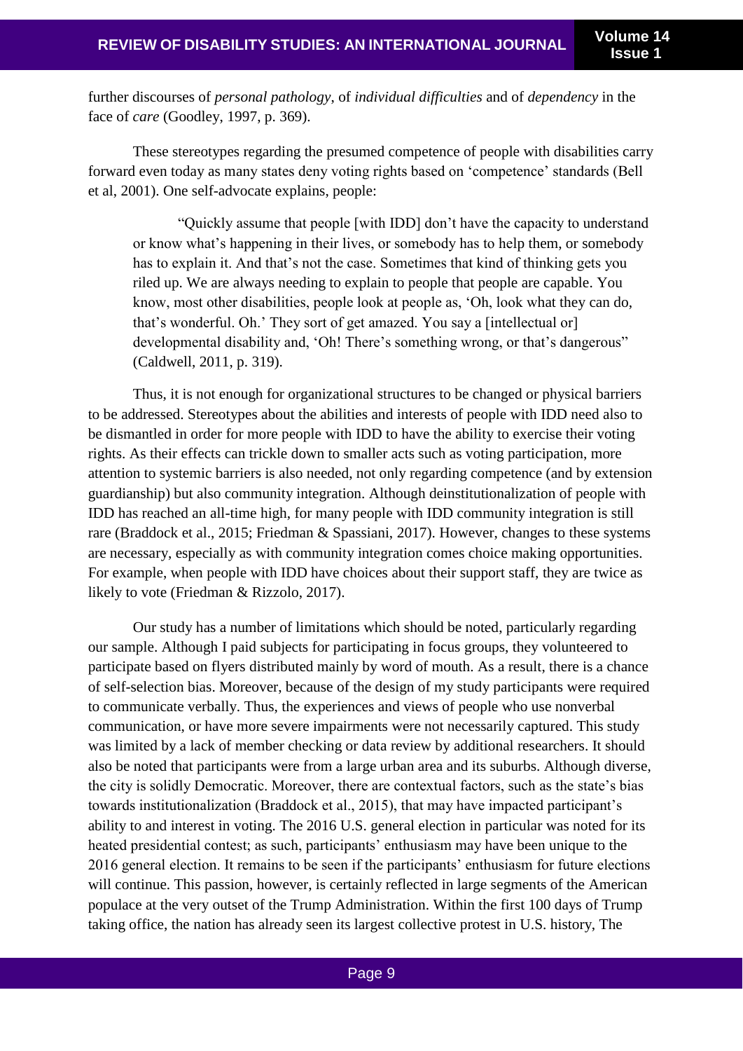further discourses of *personal pathology*, of *individual difficulties* and of *dependency* in the face of *care* (Goodley, 1997, p. 369).

These stereotypes regarding the presumed competence of people with disabilities carry forward even today as many states deny voting rights based on 'competence' standards (Bell et al, 2001). One self-advocate explains, people:

> "Quickly assume that people [with IDD] don't have the capacity to understand or know what's happening in their lives, or somebody has to help them, or somebody has to explain it. And that's not the case. Sometimes that kind of thinking gets you riled up. We are always needing to explain to people that people are capable. You know, most other disabilities, people look at people as, 'Oh, look what they can do, that's wonderful. Oh.' They sort of get amazed. You say a [intellectual or] developmental disability and, 'Oh! There's something wrong, or that's dangerous" (Caldwell, 2011, p. 319).

Thus, it is not enough for organizational structures to be changed or physical barriers to be addressed. Stereotypes about the abilities and interests of people with IDD need also to be dismantled in order for more people with IDD to have the ability to exercise their voting rights. As their effects can trickle down to smaller acts such as voting participation, more attention to systemic barriers is also needed, not only regarding competence (and by extension guardianship) but also community integration. Although deinstitutionalization of people with IDD has reached an all-time high, for many people with IDD community integration is still rare (Braddock et al., 2015; Friedman & Spassiani, 2017). However, changes to these systems are necessary, especially as with community integration comes choice making opportunities. For example, when people with IDD have choices about their support staff, they are twice as likely to vote (Friedman & Rizzolo, 2017).

Our study has a number of limitations which should be noted, particularly regarding our sample. Although I paid subjects for participating in focus groups, they volunteered to participate based on flyers distributed mainly by word of mouth. As a result, there is a chance of self-selection bias. Moreover, because of the design of my study participants were required to communicate verbally. Thus, the experiences and views of people who use nonverbal communication, or have more severe impairments were not necessarily captured. This study was limited by a lack of member checking or data review by additional researchers. It should also be noted that participants were from a large urban area and its suburbs. Although diverse, the city is solidly Democratic. Moreover, there are contextual factors, such as the state's bias towards institutionalization (Braddock et al., 2015), that may have impacted participant's ability to and interest in voting. The 2016 U.S. general election in particular was noted for its heated presidential contest; as such, participants' enthusiasm may have been unique to the 2016 general election. It remains to be seen if the participants' enthusiasm for future elections will continue. This passion, however, is certainly reflected in large segments of the American populace at the very outset of the Trump Administration. Within the first 100 days of Trump taking office, the nation has already seen its largest collective protest in U.S. history, The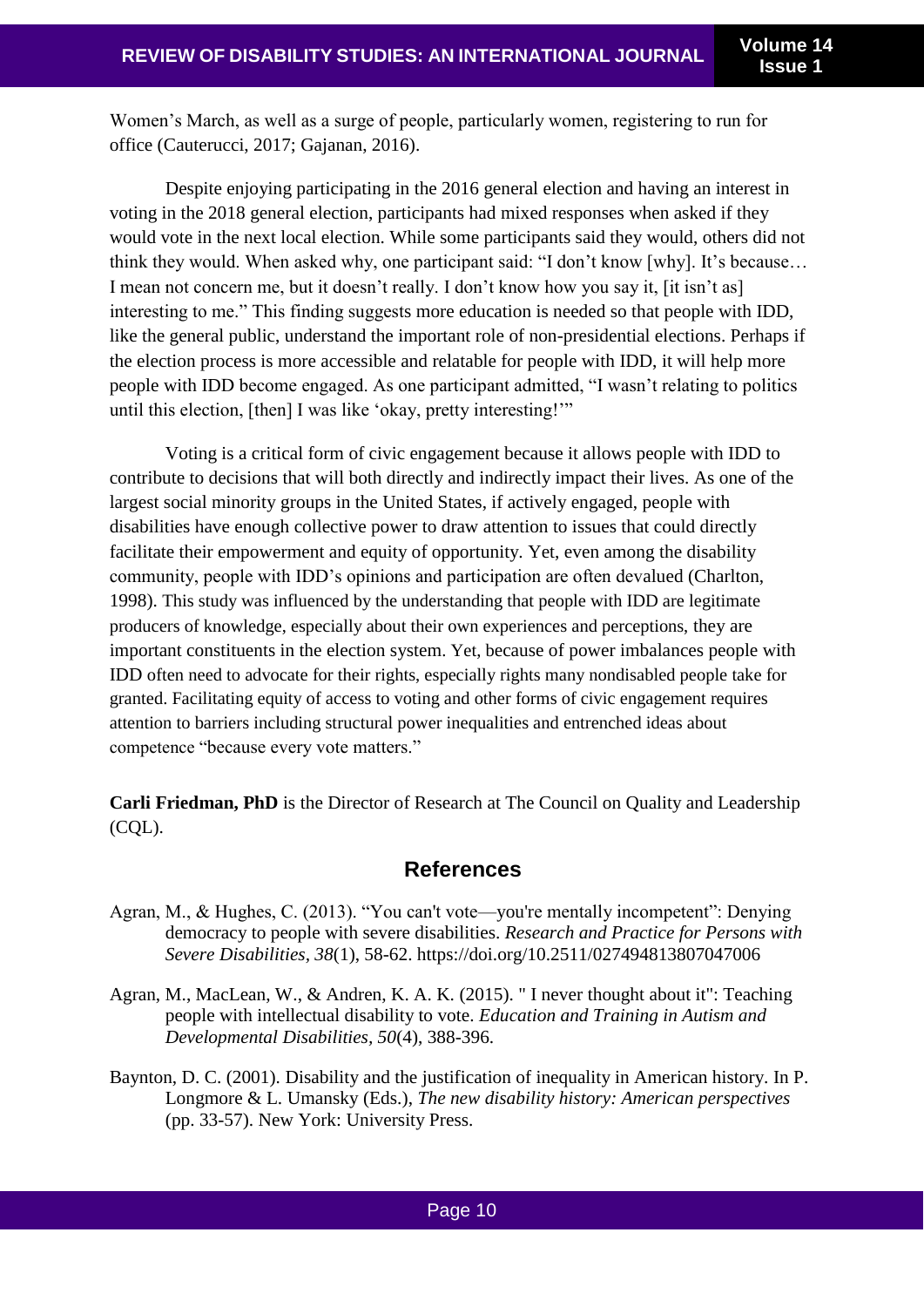Women's March, as well as a surge of people, particularly women, registering to run for office (Cauterucci, 2017; Gajanan, 2016).

Despite enjoying participating in the 2016 general election and having an interest in voting in the 2018 general election, participants had mixed responses when asked if they would vote in the next local election. While some participants said they would, others did not think they would. When asked why, one participant said: "I don't know [why]. It's because… I mean not concern me, but it doesn't really. I don't know how you say it, [it isn't as] interesting to me." This finding suggests more education is needed so that people with IDD, like the general public, understand the important role of non-presidential elections. Perhaps if the election process is more accessible and relatable for people with IDD, it will help more people with IDD become engaged. As one participant admitted, "I wasn't relating to politics until this election, [then] I was like 'okay, pretty interesting!'"

Voting is a critical form of civic engagement because it allows people with IDD to contribute to decisions that will both directly and indirectly impact their lives. As one of the largest social minority groups in the United States, if actively engaged, people with disabilities have enough collective power to draw attention to issues that could directly facilitate their empowerment and equity of opportunity. Yet, even among the disability community, people with IDD's opinions and participation are often devalued (Charlton, 1998). This study was influenced by the understanding that people with IDD are legitimate producers of knowledge, especially about their own experiences and perceptions, they are important constituents in the election system. Yet, because of power imbalances people with IDD often need to advocate for their rights, especially rights many nondisabled people take for granted. Facilitating equity of access to voting and other forms of civic engagement requires attention to barriers including structural power inequalities and entrenched ideas about competence "because every vote matters."

**Carli Friedman, PhD** is the Director of Research at The Council on Quality and Leadership (CQL).

## References

Agran, M., & Hughes, C. (2013). "You can't vote—you're mentally incompetent": Denying democracy to people with severe disabilities. *Research and Practice for Persons with Severe Disabilities, 38*(1), 58-62. https://doi.org/10.2511/027494813807047006

Agran, M., MacLean, W., & Andren, K. A. K. (2015). " I never thought about it": Teaching people with intellectual disability to vote. *Education and Training in Autism and Developmental Disabilities, 50*(4), 388-396.

Baynton, D. C. (2001). Disability and the justification of inequality in American history. In P. Longmore & L. Umansky (Eds.), *The new disability history: American perspectives* (pp. 33-57). New York: University Press.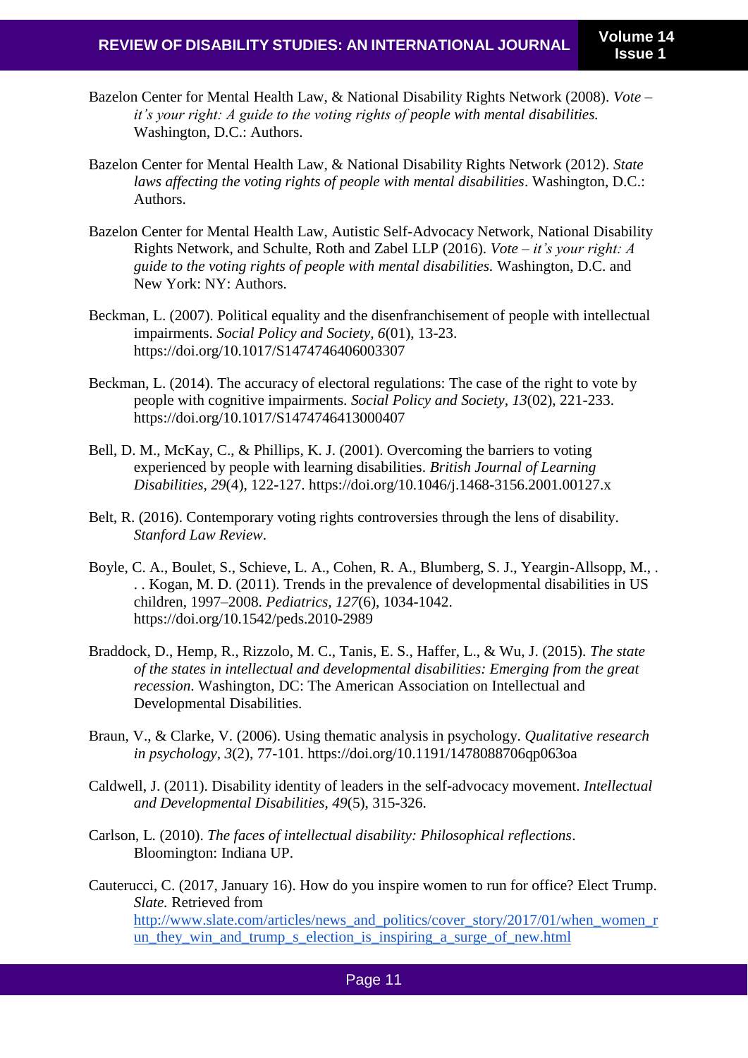Bazelon Center for Mental Health Law, & National Disability Rights Network (2008). *Vote – it's your right: A guide to the voting rights of people with mental disabilities.* Washington, D.C.: Authors.

Bazelon Center for Mental Health Law, & National Disability Rights Network (2012). *State laws affecting the voting rights of people with mental disabilities*. Washington, D.C.: Authors.

Bazelon Center for Mental Health Law, Autistic Self-Advocacy Network, National Disability Rights Network, and Schulte, Roth and Zabel LLP (2016). *Vote – it's your right: A guide to the voting rights of people with mental disabilities.* Washington, D.C. and New York: NY: Authors.

Beckman, L. (2007). Political equality and the disenfranchisement of people with intellectual impairments. *Social Policy and Society, 6*(01), 13-23. https://doi.org/10.1017/S1474746406003307

Beckman, L. (2014). The accuracy of electoral regulations: The case of the right to vote by people with cognitive impairments. *Social Policy and Society*, *13*(02), 221-233. https://doi.org/10.1017/S1474746413000407

Bell, D. M., McKay, C., & Phillips, K. J. (2001). Overcoming the barriers to voting experienced by people with learning disabilities. *British Journal of Learning Disabilities, 29*(4), 122-127. https://doi.org/10.1046/j.1468-3156.2001.00127.x

Belt, R. (2016). Contemporary voting rights controversies through the lens of disability. *Stanford Law Review*.

Boyle, C. A., Boulet, S., Schieve, L. A., Cohen, R. A., Blumberg, S. J., Yeargin-Allsopp, M., . . . Kogan, M. D. (2011). Trends in the prevalence of developmental disabilities in US children, 1997–2008. *Pediatrics, 127*(6), 1034-1042. https://doi.org/10.1542/peds.2010-2989

Braddock, D., Hemp, R., Rizzolo, M. C., Tanis, E. S., Haffer, L., & Wu, J. (2015). *The state of the states in intellectual and developmental disabilities: Emerging from the great recession*. Washington, DC: The American Association on Intellectual and Developmental Disabilities.

Braun, V., & Clarke, V. (2006). Using thematic analysis in psychology. *Qualitative research in psychology, 3*(2), 77-101. https://doi.org/10.1191/1478088706qp063oa

Caldwell, J. (2011). Disability identity of leaders in the self-advocacy movement. *Intellectual and Developmental Disabilities, 49*(5), 315-326.

Carlson, L. (2010). *The faces of intellectual disability: Philosophical reflections*. Bloomington: Indiana UP.

Cauterucci, C. (2017, January 16). How do you inspire women to run for office? Elect Trump. *Slate.* Retrieved from http://www.slate.com/articles/news_and_politics/cover_story/2017/01/when_women_run_they_win_and_trump_s_election_is_inspiring_a_surge_of_new.html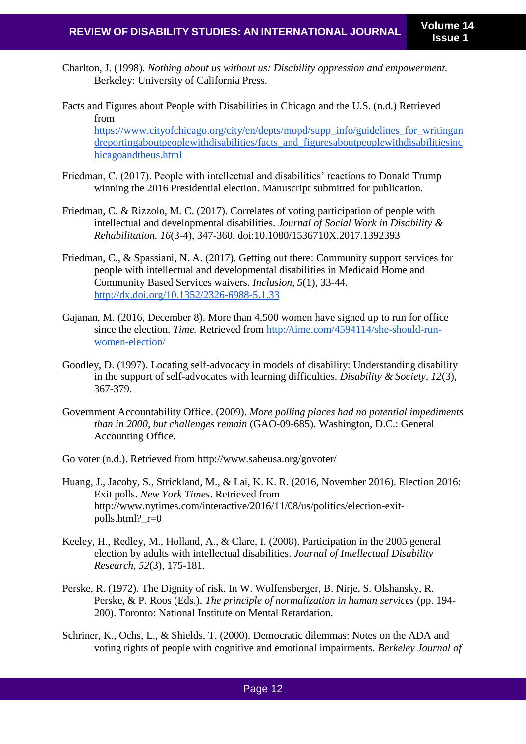Charlton, J. (1998). *Nothing about us without us: Disability oppression and empowerment.* Berkeley: University of California Press.

Facts and Figures about People with Disabilities in Chicago and the U.S. (n.d.) Retrieved from https://www.cityofchicago.org/city/en/depts/mopd/supp_info/guidelines_for_writingandreportingaboutpeoplewithdisabilities/facts_and_figuresaboutpeoplewithdisabilitiesinchicagoandtheus.html

Friedman, C. (2017). People with intellectual and disabilities' reactions to Donald Trump winning the 2016 Presidential election. Manuscript submitted for publication.

Friedman, C. & Rizzolo, M. C. (2017). Correlates of voting participation of people with intellectual and developmental disabilities. *Journal of Social Work in Disability & Rehabilitation. 16*(3-4), 347-360. doi:10.1080/1536710X.2017.1392393

Friedman, C., & Spassiani, N. A. (2017). Getting out there: Community support services for people with intellectual and developmental disabilities in Medicaid Home and Community Based Services waivers. *Inclusion, 5*(1), 33-44. http://dx.doi.org/10.1352/2326-6988-5.1.33

Gajanan, M. (2016, December 8). More than 4,500 women have signed up to run for office since the election. *Time.* Retrieved from http://time.com/4594114/she-should-run-women-election/

Goodley, D. (1997). Locating self-advocacy in models of disability: Understanding disability in the support of self-advocates with learning difficulties. *Disability & Society, 12*(3), 367-379.

Government Accountability Office. (2009). *More polling places had no potential impediments than in 2000, but challenges remain* (GAO-09-685). Washington, D.C.: General Accounting Office.

Go voter (n.d.). Retrieved from http://www.sabeusa.org/govoter/

Huang, J., Jacoby, S., Strickland, M., & Lai, K. K. R. (2016, November 2016). Election 2016: Exit polls. *New York Times*. Retrieved from http://www.nytimes.com/interactive/2016/11/08/us/politics/election-exit-polls.html?_r=0

Keeley, H., Redley, M., Holland, A., & Clare, I. (2008). Participation in the 2005 general election by adults with intellectual disabilities. *Journal of Intellectual Disability Research, 52*(3), 175-181.

Perske, R. (1972). The Dignity of risk. In W. Wolfensberger, B. Nirje, S. Olshansky, R. Perske, & P. Roos (Eds.), *The principle of normalization in human services* (pp. 194-200). Toronto: National Institute on Mental Retardation.

Schriner, K., Ochs, L., & Shields, T. (2000). Democratic dilemmas: Notes on the ADA and voting rights of people with cognitive and emotional impairments. *Berkeley Journal of*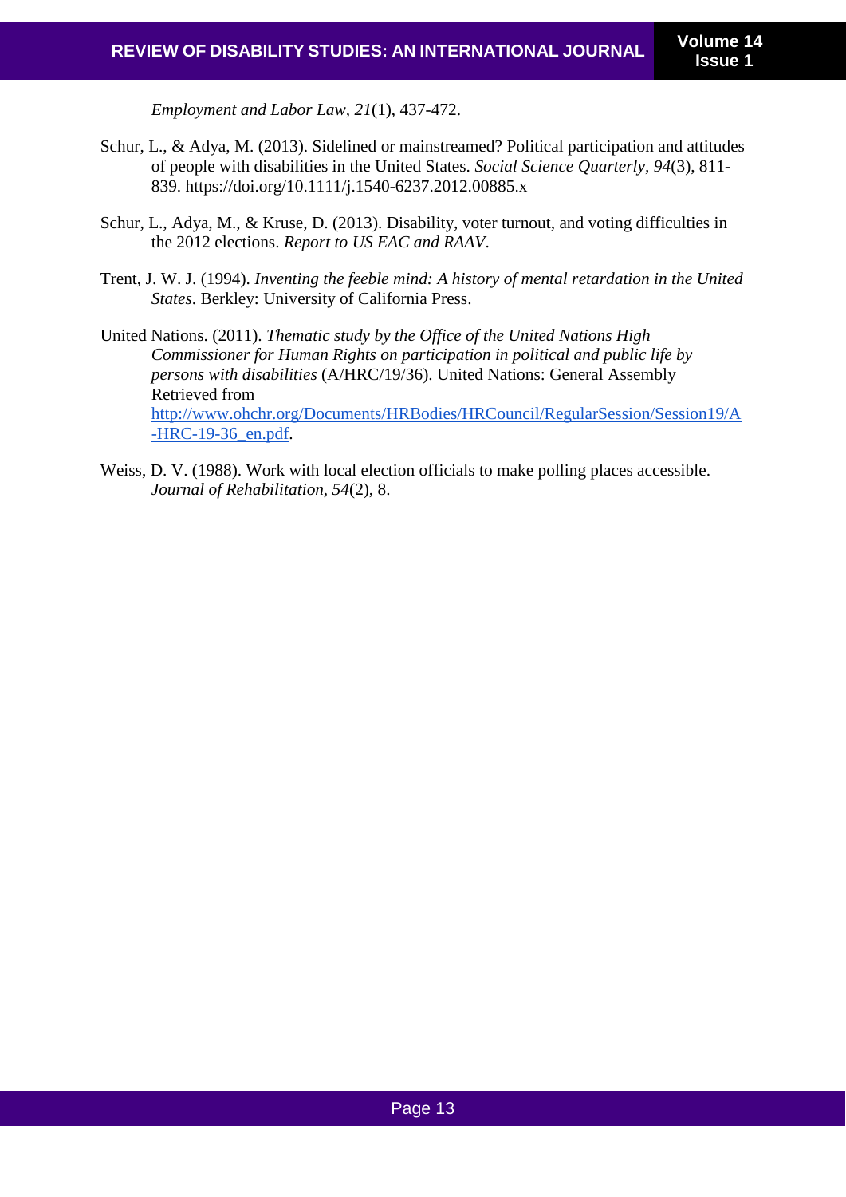*Employment and Labor Law*, *21*(1), 437-472.

Schur, L., & Adya, M. (2013). Sidelined or mainstreamed? Political participation and attitudes of people with disabilities in the United States. *Social Science Quarterly*, *94*(3), 811-839. https://doi.org/10.1111/j.1540-6237.2012.00885.x

Schur, L., Adya, M., & Kruse, D. (2013). Disability, voter turnout, and voting difficulties in the 2012 elections. *Report to US EAC and RAAV*.

Trent, J. W. J. (1994). *Inventing the feeble mind: A history of mental retardation in the United States*. Berkley: University of California Press.

United Nations. (2011). *Thematic study by the Office of the United Nations High Commissioner for Human Rights on participation in political and public life by persons with disabilities* (A/HRC/19/36). United Nations: General Assembly Retrieved from http://www.ohchr.org/Documents/HRBodies/HRCouncil/RegularSession/Session19/A-HRC-19-36_en.pdf.

Weiss, D. V. (1988). Work with local election officials to make polling places accessible. *Journal of Rehabilitation*, *54*(2), 8.